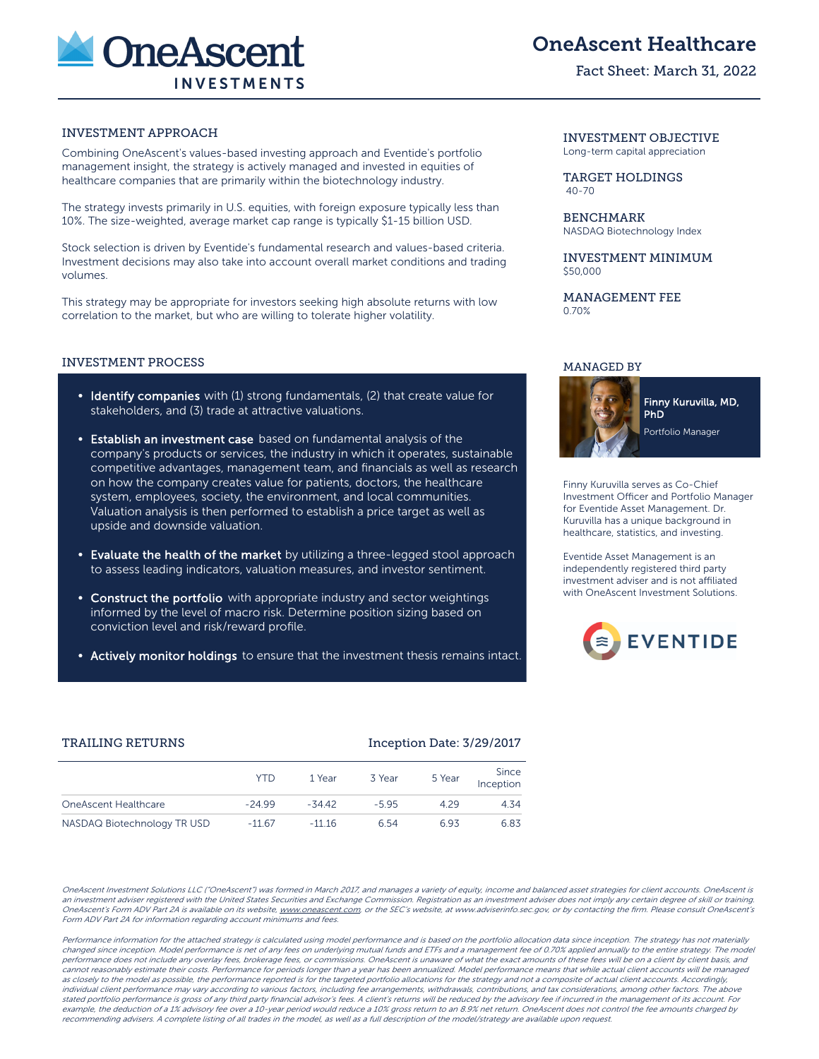# OneAscent Healthcare

Fact Sheet: March 31, 2022

## INVESTMENT APPROACH

Combining OneAscent's values-based investing approach and Eventide's portfolio management insight, the strategy is actively managed and invested in equities of healthcare companies that are primarily within the biotechnology industry.

The strategy invests primarily in U.S. equities, with foreign exposure typically less than 10%. The size-weighted, average market cap range is typically $1-15 billion USD.

Stock selection is driven by Eventide's fundamental research and values-based criteria. Investment decisions may also take into account overall market conditions and trading volumes.

This strategy may be appropriate for investors seeking high absolute returns with low correlation to the market, but who are willing to tolerate higher volatility.

## INVESTMENT PROCESS

- **Identify companies** with (1) strong fundamentals, (2) that create value for stakeholders, and (3) trade at attractive valuations.
- **Establish an investment case** based on fundamental analysis of the company's products or services, the industry in which it operates, sustainable competitive advantages, management team, and financials as well as research on how the company creates value for patients, doctors, the healthcare system, employees, society, the environment, and local communities. Valuation analysis is then performed to establish a price target as well as upside and downside valuation.
- **Evaluate the health of the market** by utilizing a three-legged stool approach to assess leading indicators, valuation measures, and investor sentiment.
- **Construct the portfolio** with appropriate industry and sector weightings informed by the level of macro risk. Determine position sizing based on conviction level and risk/reward profile.
- **Actively monitor holdings** to ensure that the investment thesis remains intact.

## INVESTMENT OBJECTIVE

Long-term capital appreciation

## TARGET HOLDINGS

40-70

## BENCHMARK

NASDAQ Biotechnology Index

## INVESTMENT MINIMUM

$50,000

## MANAGEMENT FEE

0.70%

## MANAGED BY

**Finny Kuruvilla, MD, PhD**
Portfolio Manager

Finny Kuruvilla serves as Co-Chief Investment Officer and Portfolio Manager for Eventide Asset Management. Dr. Kuruvilla has a unique background in healthcare, statistics, and investing.

Eventide Asset Management is an independently registered third party investment adviser and is not affiliated with OneAscent Investment Solutions.

## TRAILING RETURNS

Inception Date: 3/29/2017

| | YTD | 1 Year | 3 Year | 5 Year | Since Inception |
|---|---|---|---|---|---|
| OneAscent Healthcare | -24.99 | -34.42 | -5.95 | 4.29 | 4.34 |
| NASDAQ Biotechnology TR USD | -11.67 | -11.16 | 6.54 | 6.93 | 6.83 |

*OneAscent Investment Solutions LLC ("OneAscent") was formed in March 2017, and manages a variety of equity, income and balanced asset strategies for client accounts. OneAscent is an investment adviser registered with the United States Securities and Exchange Commission. Registration as an investment adviser does not imply any certain degree of skill or training. OneAscent's Form ADV Part 2A is available on its website, www.oneascent.com, or the SEC's website, at www.adviserinfo.sec.gov, or by contacting the firm. Please consult OneAscent's Form ADV Part 2A for information regarding account minimums and fees.*

*Performance information for the attached strategy is calculated using model performance and is based on the portfolio allocation data since inception. The strategy has not materially changed since inception. Model performance is net of any fees on underlying mutual funds and ETFs and a management fee of 0.70% applied annually to the entire strategy. The model performance does not include any overlay fees, brokerage fees, or commissions. OneAscent is unaware of what the exact amounts of these fees will be on a client by client basis, and cannot reasonably estimate their costs. Performance for periods longer than a year has been annualized. Model performance means that while actual client accounts will be managed as closely to the model as possible, the performance reported is for the targeted portfolio allocations for the strategy and not a composite of actual client accounts. Accordingly, individual client performance may vary according to various factors, including fee arrangements, withdrawals, contributions, and tax considerations, among other factors. The above stated portfolio performance is gross of any third party financial advisor's fees. A client's returns will be reduced by the advisory fee if incurred in the management of its account. For example, the deduction of a 1% advisory fee over a 10-year period would reduce a 10% gross return to an 8.9% net return. OneAscent does not control the fee amounts charged by recommending advisers. A complete listing of all trades in the model, as well as a full description of the model/strategy are available upon request.*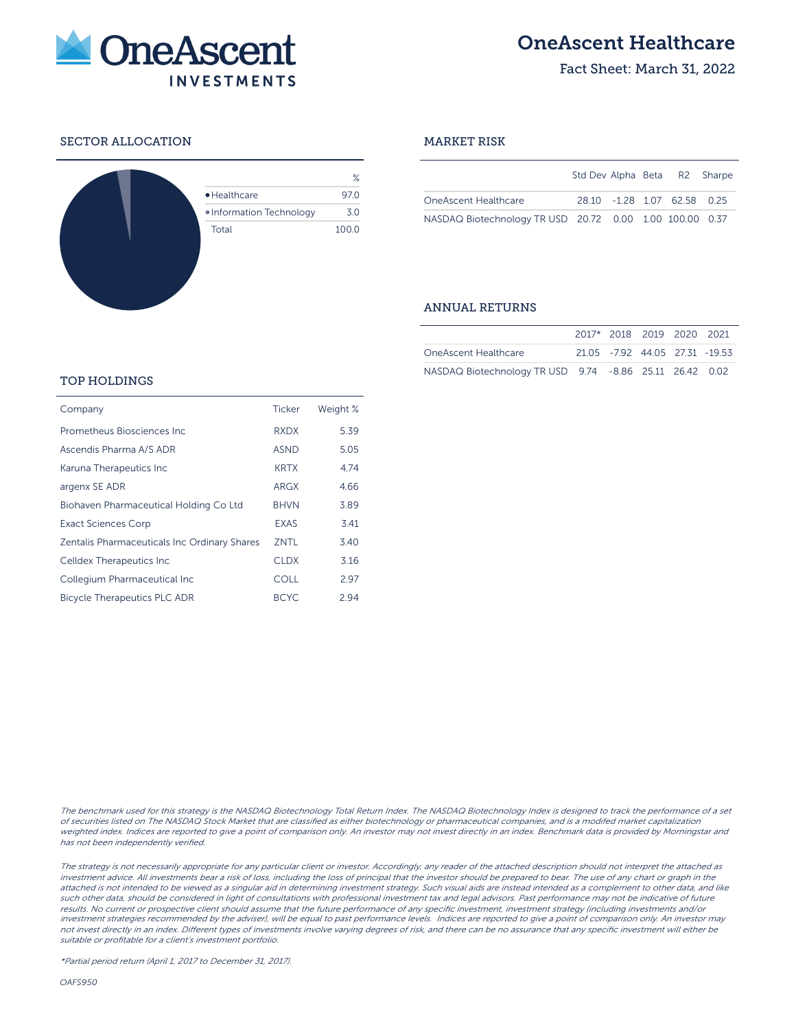# OneAscent Healthcare

Fact Sheet: March 31, 2022

## SECTOR ALLOCATION

| | % |
|---|---|
| Healthcare | 97.0 |
| Information Technology | 3.0 |
| Total | 100.0 |

## MARKET RISK

| | Std Dev | Alpha | Beta | R2 | Sharpe |
|---|---|---|---|---|---|
| OneAscent Healthcare | 28.10 | -1.28 | 1.07 | 62.58 | 0.25 |
| NASDAQ Biotechnology TR USD | 20.72 | 0.00 | 1.00 | 100.00 | 0.37 |

## ANNUAL RETURNS

| | 2017* | 2018 | 2019 | 2020 | 2021 |
|---|---|---|---|---|---|
| OneAscent Healthcare | 21.05 | -7.92 | 44.05 | 27.31 | -19.53 |
| NASDAQ Biotechnology TR USD | 9.74 | -8.86 | 25.11 | 26.42 | 0.02 |

## TOP HOLDINGS

| Company | Ticker | Weight % |
|---|---|---|
| Prometheus Biosciences Inc | RXDX | 5.39 |
| Ascendis Pharma A/S ADR | ASND | 5.05 |
| Karuna Therapeutics Inc | KRTX | 4.74 |
| argenx SE ADR | ARGX | 4.66 |
| Biohaven Pharmaceutical Holding Co Ltd | BHVN | 3.89 |
| Exact Sciences Corp | EXAS | 3.41 |
| Zentalis Pharmaceuticals Inc Ordinary Shares | ZNTL | 3.40 |
| Celldex Therapeutics Inc | CLDX | 3.16 |
| Collegium Pharmaceutical Inc | COLL | 2.97 |
| Bicycle Therapeutics PLC ADR | BCYC | 2.94 |

*The benchmark used for this strategy is the NASDAQ Biotechnology Total Return Index. The NASDAQ Biotechnology Index is designed to track the performance of a set of securities listed on The NASDAQ Stock Market that are classified as either biotechnology or pharmaceutical companies, and is a modifed market capitalization weighted index. Indices are reported to give a point of comparison only. An investor may not invest directly in an index. Benchmark data is provided by Morningstar and has not been independently verified.*

*The strategy is not necessarily appropriate for any particular client or investor. Accordingly, any reader of the attached description should not interpret the attached as investment advice. All investments bear a risk of loss, including the loss of principal that the investor should be prepared to bear. The use of any chart or graph in the attached is not intended to be viewed as a singular aid in determining investment strategy. Such visual aids are instead intended as a complement to other data, and like such other data, should be considered in light of consultations with professional investment tax and legal advisors. Past performance may not be indicative of future results. No current or prospective client should assume that the future performance of any specific investment, investment strategy (including investments and/or investment strategies recommended by the adviser), will be equal to past performance levels. Indices are reported to give a point of comparison only. An investor may not invest directly in an index. Different types of investments involve varying degrees of risk, and there can be no assurance that any specific investment will either be suitable or profitable for a client's investment portfolio.*

*\*Partial period return (April 1, 2017 to December 31, 2017).*

*OAFS950*